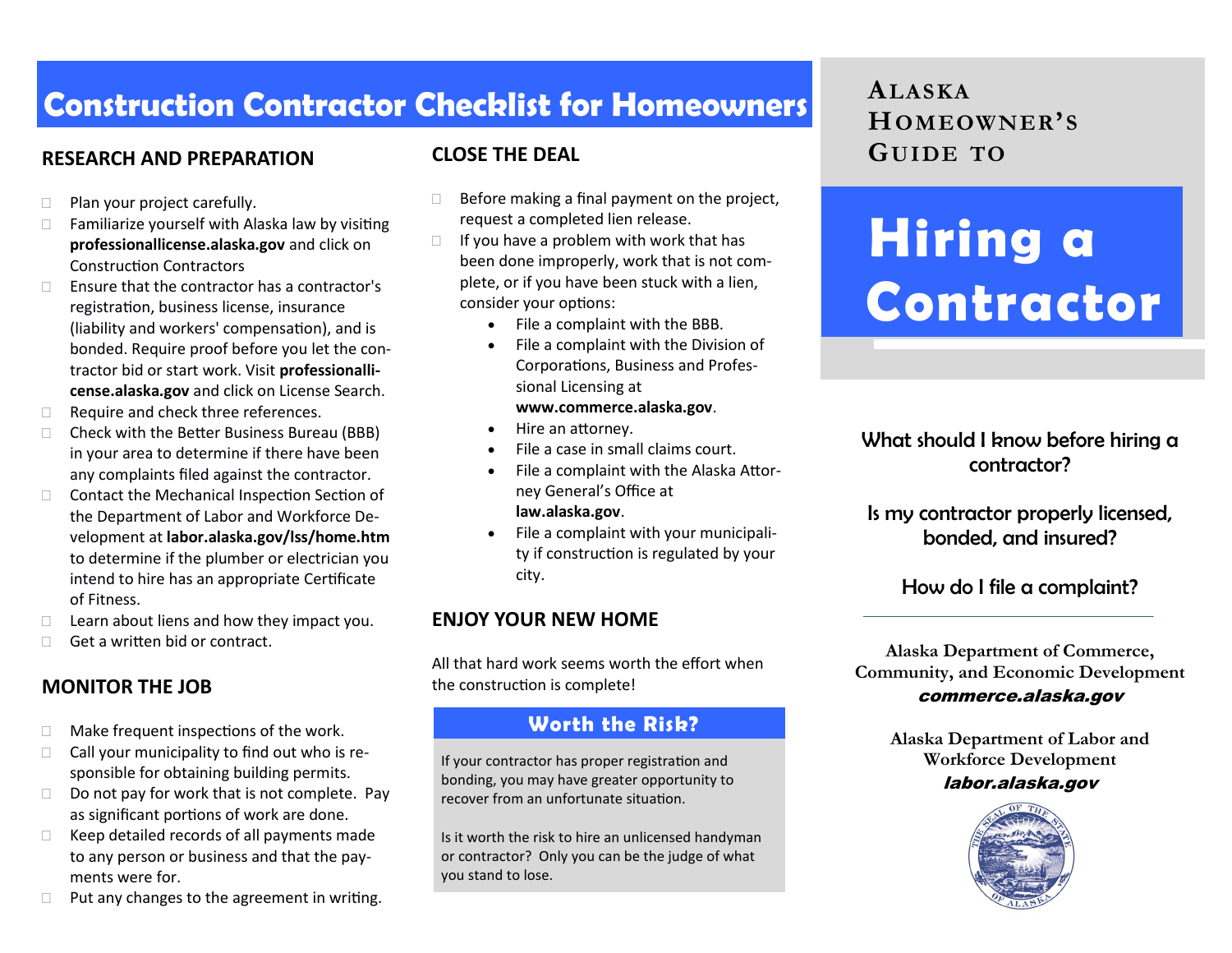# Construction Contractor Checklist for Homeowners

## RESEARCH AND PREPARATION

- ☐ Plan your project carefully.
- ☐ Familiarize yourself with Alaska law by visiting **professionallicense.alaska.gov** and click on Construction Contractors
- ☐ Ensure that the contractor has a contractor's registration, business license, insurance (liability and workers' compensation), and is bonded. Require proof before you let the contractor bid or start work. Visit **professionallicense.alaska.gov** and click on License Search.
- ☐ Require and check three references.
- ☐ Check with the Better Business Bureau (BBB) in your area to determine if there have been any complaints filed against the contractor.
- ☐ Contact the Mechanical Inspection Section of the Department of Labor and Workforce Development at **labor.alaska.gov/lss/home.htm** to determine if the plumber or electrician you intend to hire has an appropriate Certificate of Fitness.
- ☐ Learn about liens and how they impact you.
- ☐ Get a written bid or contract.

## MONITOR THE JOB

- ☐ Make frequent inspections of the work.
- ☐ Call your municipality to find out who is responsible for obtaining building permits.
- ☐ Do not pay for work that is not complete. Pay as significant portions of work are done.
- ☐ Keep detailed records of all payments made to any person or business and that the payments were for.
- ☐ Put any changes to the agreement in writing.

## CLOSE THE DEAL

- ☐ Before making a final payment on the project, request a completed lien release.
- ☐ If you have a problem with work that has been done improperly, work that is not complete, or if you have been stuck with a lien, consider your options:
  - File a complaint with the BBB.
  - File a complaint with the Division of Corporations, Business and Professional Licensing at **www.commerce.alaska.gov**.
  - Hire an attorney.
  - File a case in small claims court.
  - File a complaint with the Alaska Attorney General's Office at **law.alaska.gov**.
  - File a complaint with your municipality if construction is regulated by your city.

## ENJOY YOUR NEW HOME

All that hard work seems worth the effort when the construction is complete!

### Worth the Risk?

If your contractor has proper registration and bonding, you may have greater opportunity to recover from an unfortunate situation.

Is it worth the risk to hire an unlicensed handyman or contractor? Only you can be the judge of what you stand to lose.

---

**ALASKA HOMEOWNER'S GUIDE TO**

# Hiring a Contractor

What should I know before hiring a contractor?

Is my contractor properly licensed, bonded, and insured?

How do I file a complaint?

---

**Alaska Department of Commerce, Community, and Economic Development**
***commerce.alaska.gov***

**Alaska Department of Labor and Workforce Development**
***labor.alaska.gov***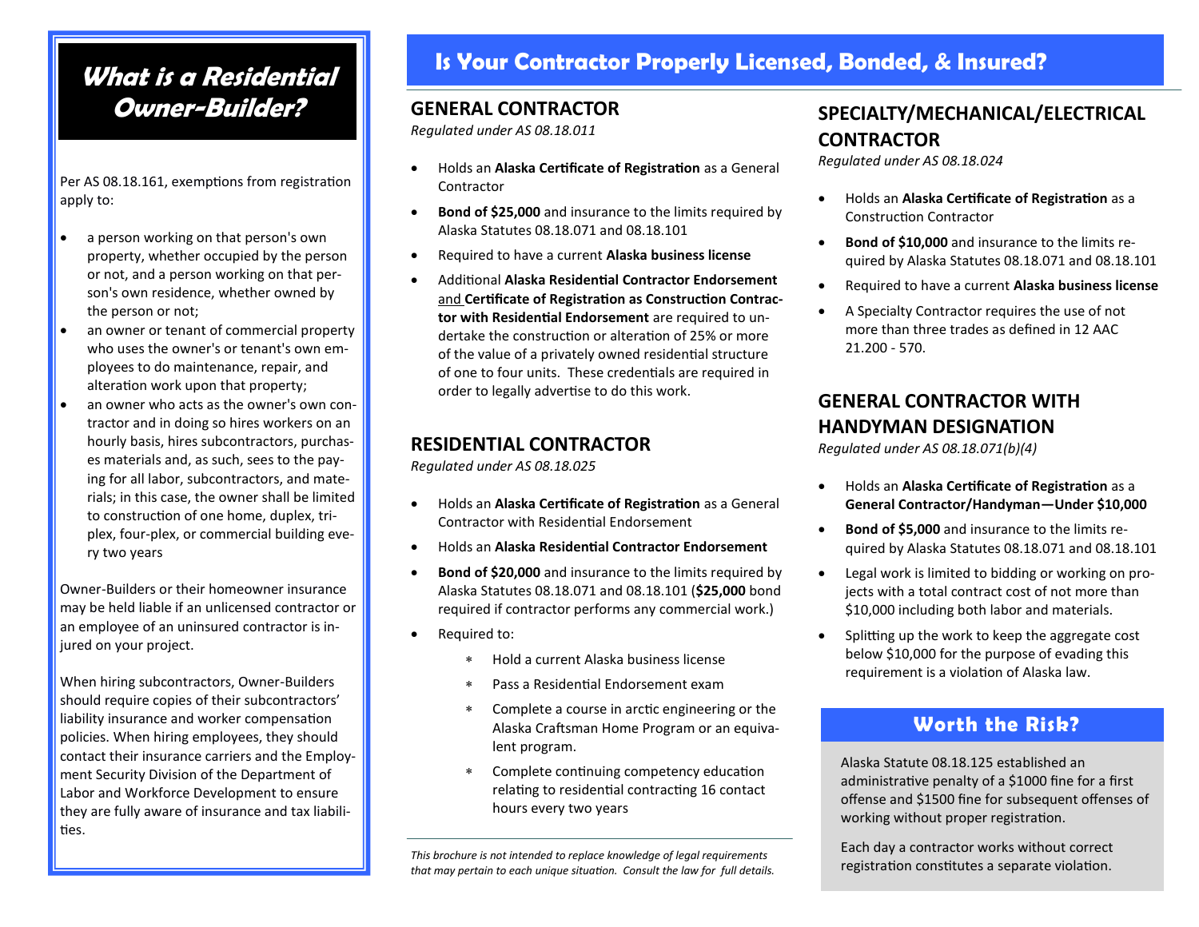## What is a Residential Owner-Builder?

Per AS 08.18.161, exemptions from registration apply to:

- a person working on that person's own property, whether occupied by the person or not, and a person working on that person's own residence, whether owned by the person or not;
- an owner or tenant of commercial property who uses the owner's or tenant's own employees to do maintenance, repair, and alteration work upon that property;
- an owner who acts as the owner's own contractor and in doing so hires workers on an hourly basis, hires subcontractors, purchases materials and, as such, sees to the paying for all labor, subcontractors, and materials; in this case, the owner shall be limited to construction of one home, duplex, triplex, four-plex, or commercial building every two years

Owner-Builders or their homeowner insurance may be held liable if an unlicensed contractor or an employee of an uninsured contractor is injured on your project.

When hiring subcontractors, Owner-Builders should require copies of their subcontractors' liability insurance and worker compensation policies. When hiring employees, they should contact their insurance carriers and the Employment Security Division of the Department of Labor and Workforce Development to ensure they are fully aware of insurance and tax liabilities.

# Is Your Contractor Properly Licensed, Bonded, & Insured?

## GENERAL CONTRACTOR

*Regulated under AS 08.18.011*

- Holds an **Alaska Certificate of Registration** as a General Contractor
- **Bond of $25,000** and insurance to the limits required by Alaska Statutes 08.18.071 and 08.18.101
- Required to have a current **Alaska business license**
- Additional **Alaska Residential Contractor Endorsement** and **Certificate of Registration as Construction Contractor with Residential Endorsement** are required to undertake the construction or alteration of 25% or more of the value of a privately owned residential structure of one to four units. These credentials are required in order to legally advertise to do this work.

## RESIDENTIAL CONTRACTOR

*Regulated under AS 08.18.025*

- Holds an **Alaska Certificate of Registration** as a General Contractor with Residential Endorsement
- Holds an **Alaska Residential Contractor Endorsement**
- **Bond of $20,000** and insurance to the limits required by Alaska Statutes 08.18.071 and 08.18.101 (**$25,000** bond required if contractor performs any commercial work.)
- Required to:
  - Hold a current Alaska business license
  - Pass a Residential Endorsement exam
  - Complete a course in arctic engineering or the Alaska Craftsman Home Program or an equivalent program.
  - Complete continuing competency education relating to residential contracting 16 contact hours every two years

*This brochure is not intended to replace knowledge of legal requirements that may pertain to each unique situation. Consult the law for full details.*

## SPECIALTY/MECHANICAL/ELECTRICAL CONTRACTOR

*Regulated under AS 08.18.024*

- Holds an **Alaska Certificate of Registration** as a Construction Contractor
- **Bond of $10,000** and insurance to the limits required by Alaska Statutes 08.18.071 and 08.18.101
- Required to have a current **Alaska business license**
- A Specialty Contractor requires the use of not more than three trades as defined in 12 AAC 21.200 - 570.

## GENERAL CONTRACTOR WITH HANDYMAN DESIGNATION

*Regulated under AS 08.18.071(b)(4)*

- Holds an **Alaska Certificate of Registration** as a **General Contractor/Handyman—Under $10,000**
- **Bond of $5,000** and insurance to the limits required by Alaska Statutes 08.18.071 and 08.18.101
- Legal work is limited to bidding or working on projects with a total contract cost of not more than $10,000 including both labor and materials.
- Splitting up the work to keep the aggregate cost below $10,000 for the purpose of evading this requirement is a violation of Alaska law.

## Worth the Risk?

Alaska Statute 08.18.125 established an administrative penalty of a $1000 fine for a first offense and $1500 fine for subsequent offenses of working without proper registration.

Each day a contractor works without correct registration constitutes a separate violation.